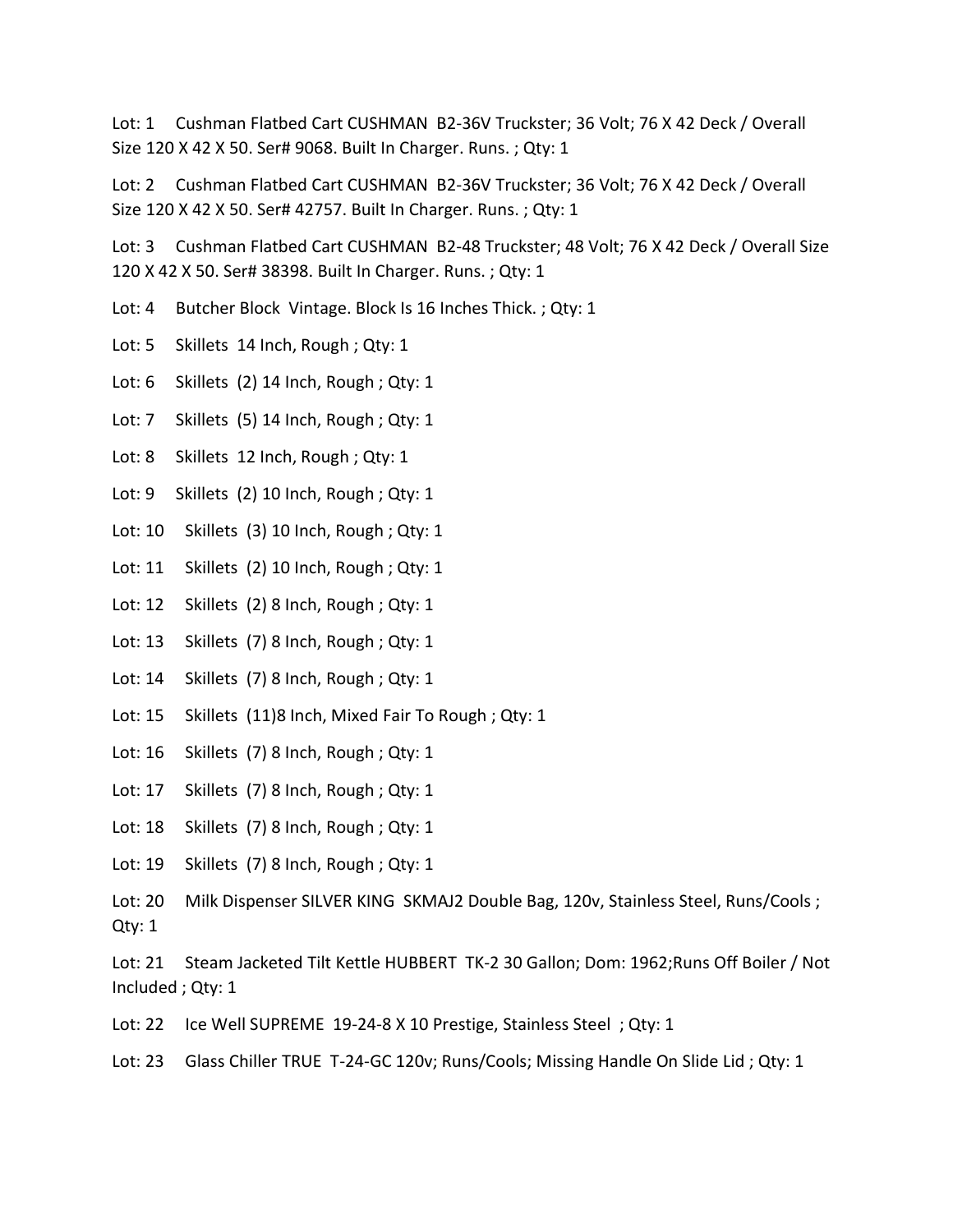Lot: 1 Cushman Flatbed Cart CUSHMAN B2-36V Truckster; 36 Volt; 76 X 42 Deck / Overall Size 120 X 42 X 50. Ser# 9068. Built In Charger. Runs. ; Qty: 1

Lot: 2 Cushman Flatbed Cart CUSHMAN B2-36V Truckster; 36 Volt; 76 X 42 Deck / Overall Size 120 X 42 X 50. Ser# 42757. Built In Charger. Runs. ; Qty: 1

Lot: 3 Cushman Flatbed Cart CUSHMAN B2-48 Truckster; 48 Volt; 76 X 42 Deck / Overall Size 120 X 42 X 50. Ser# 38398. Built In Charger. Runs. ; Qty: 1

Lot: 4 Butcher Block Vintage. Block Is 16 Inches Thick. ; Qty: 1

Lot: 5 Skillets 14 Inch, Rough ; Qty: 1

Lot: 6 Skillets (2) 14 Inch, Rough ; Qty: 1

Lot: 7 Skillets (5) 14 Inch, Rough ; Qty: 1

Lot: 8 Skillets 12 Inch, Rough ; Qty: 1

Lot: 9 Skillets (2) 10 Inch, Rough ; Qty: 1

Lot: 10 Skillets (3) 10 Inch, Rough ; Qty: 1

Lot: 11 Skillets (2) 10 Inch, Rough ; Qty: 1

Lot: 12 Skillets (2) 8 Inch, Rough ; Qty: 1

Lot: 13 Skillets (7) 8 Inch, Rough ; Qty: 1

Lot: 14 Skillets (7) 8 Inch, Rough ; Qty: 1

Lot: 15 Skillets (11)8 Inch, Mixed Fair To Rough ; Qty: 1

Lot: 16 Skillets (7) 8 Inch, Rough ; Qty: 1

Lot: 17 Skillets (7) 8 Inch, Rough ; Qty: 1

Lot: 18 Skillets (7) 8 Inch, Rough ; Qty: 1

Lot: 19 Skillets (7) 8 Inch, Rough ; Qty: 1

Lot: 20 Milk Dispenser SILVER KING SKMAJ2 Double Bag, 120v, Stainless Steel, Runs/Cools ; Qty: 1

Lot: 21 Steam Jacketed Tilt Kettle HUBBERT TK-2 30 Gallon; Dom: 1962;Runs Off Boiler / Not Included ; Qty: 1

Lot: 22 Ice Well SUPREME 19-24-8 X 10 Prestige, Stainless Steel ; Qty: 1

Lot: 23 Glass Chiller TRUE T-24-GC 120v; Runs/Cools; Missing Handle On Slide Lid ; Qty: 1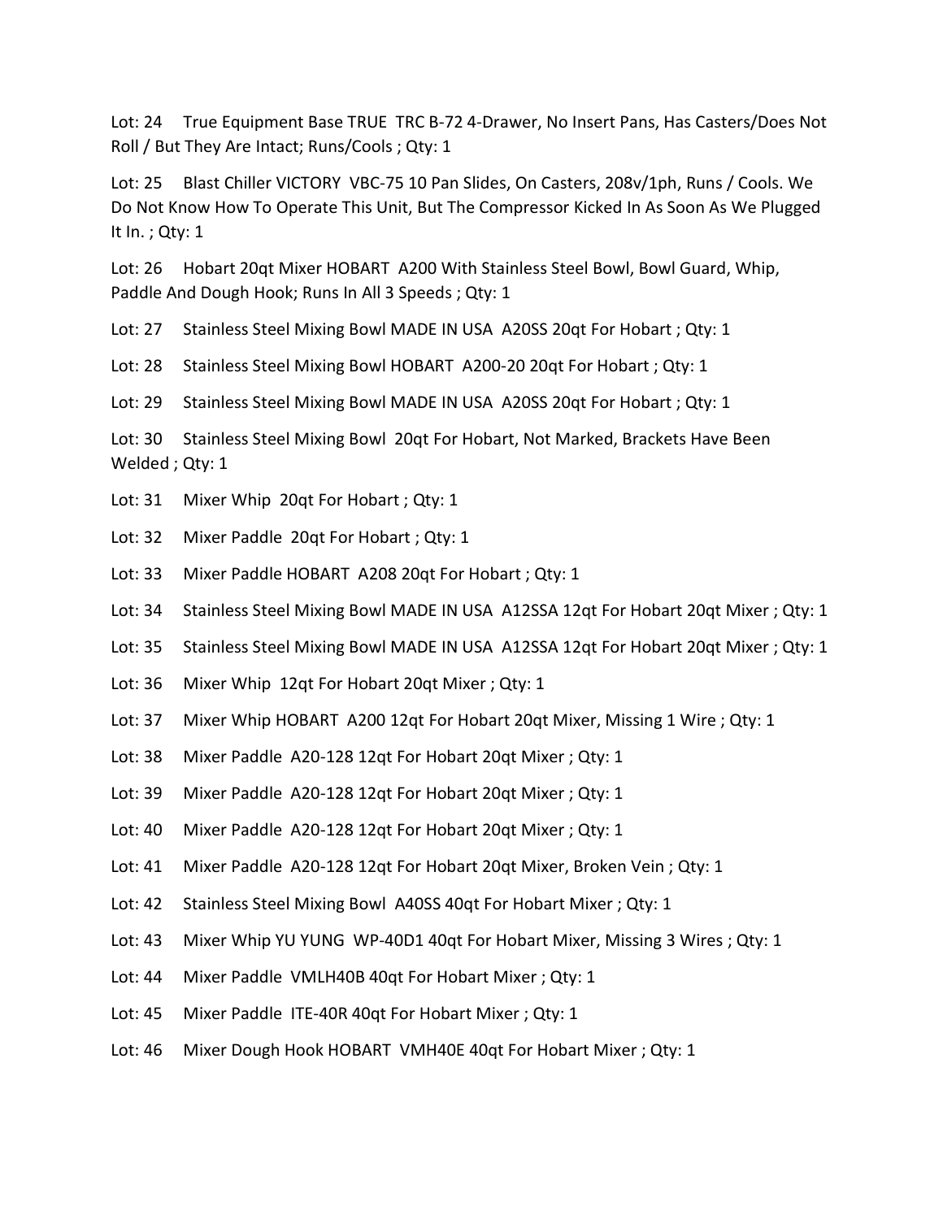Lot: 24 True Equipment Base TRUE TRC B-72 4-Drawer, No Insert Pans, Has Casters/Does Not Roll / But They Are Intact; Runs/Cools ; Qty: 1

Lot: 25 Blast Chiller VICTORY VBC-75 10 Pan Slides, On Casters, 208v/1ph, Runs / Cools. We Do Not Know How To Operate This Unit, But The Compressor Kicked In As Soon As We Plugged It In. ; Qty: 1

Lot: 26 Hobart 20qt Mixer HOBART A200 With Stainless Steel Bowl, Bowl Guard, Whip, Paddle And Dough Hook; Runs In All 3 Speeds ; Qty: 1

Lot: 27 Stainless Steel Mixing Bowl MADE IN USA A20SS 20qt For Hobart ; Qty: 1

Lot: 28 Stainless Steel Mixing Bowl HOBART A200-20 20qt For Hobart ; Qty: 1

Lot: 29 Stainless Steel Mixing Bowl MADE IN USA A20SS 20qt For Hobart ; Qty: 1

Lot: 30 Stainless Steel Mixing Bowl 20qt For Hobart, Not Marked, Brackets Have Been Welded ; Qty: 1

Lot: 31 Mixer Whip 20qt For Hobart ; Qty: 1

Lot: 32 Mixer Paddle 20qt For Hobart ; Qty: 1

Lot: 33 Mixer Paddle HOBART A208 20qt For Hobart ; Qty: 1

Lot: 34 Stainless Steel Mixing Bowl MADE IN USA A12SSA 12qt For Hobart 20qt Mixer ; Qty: 1

Lot: 35 Stainless Steel Mixing Bowl MADE IN USA A12SSA 12qt For Hobart 20qt Mixer ; Qty: 1

Lot: 36 Mixer Whip 12qt For Hobart 20qt Mixer ; Qty: 1

Lot: 37 Mixer Whip HOBART A200 12qt For Hobart 20qt Mixer, Missing 1 Wire ; Qty: 1

Lot: 38 Mixer Paddle A20-128 12qt For Hobart 20qt Mixer ; Qty: 1

Lot: 39 Mixer Paddle A20-128 12qt For Hobart 20qt Mixer ; Qty: 1

Lot: 40 Mixer Paddle A20-128 12qt For Hobart 20qt Mixer ; Qty: 1

Lot: 41 Mixer Paddle A20-128 12qt For Hobart 20qt Mixer, Broken Vein ; Qty: 1

Lot: 42 Stainless Steel Mixing Bowl A40SS 40qt For Hobart Mixer ; Qty: 1

Lot: 43 Mixer Whip YU YUNG WP-40D1 40qt For Hobart Mixer, Missing 3 Wires ; Qty: 1

Lot: 44 Mixer Paddle VMLH40B 40qt For Hobart Mixer ; Qty: 1

Lot: 45 Mixer Paddle ITE-40R 40qt For Hobart Mixer ; Qty: 1

Lot: 46 Mixer Dough Hook HOBART VMH40E 40qt For Hobart Mixer ; Qty: 1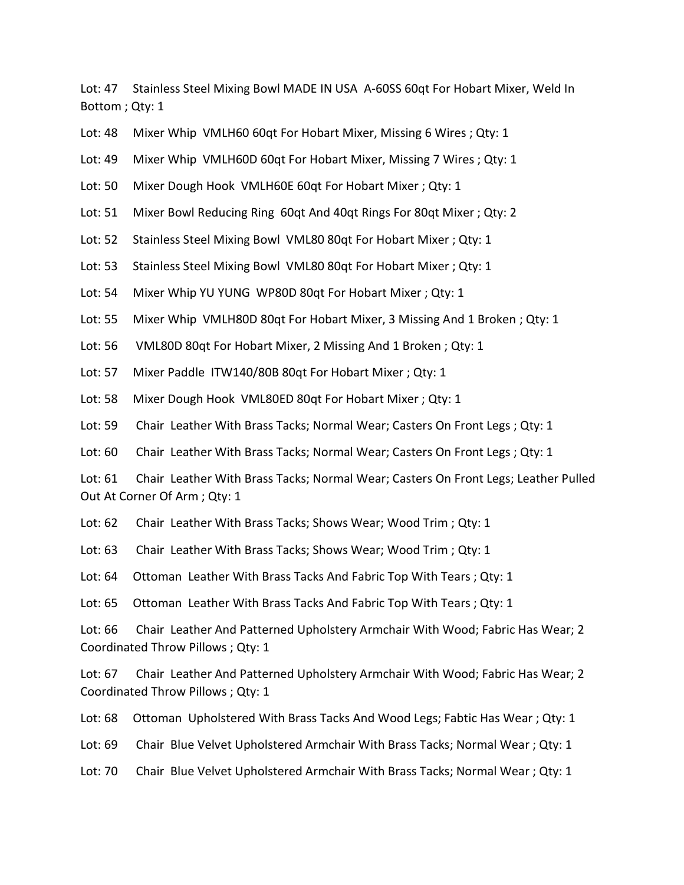Lot: 47 Stainless Steel Mixing Bowl MADE IN USA A-60SS 60qt For Hobart Mixer, Weld In Bottom ; Qty: 1

Lot: 48 Mixer Whip VMLH60 60qt For Hobart Mixer, Missing 6 Wires ; Qty: 1

Lot: 49 Mixer Whip VMLH60D 60qt For Hobart Mixer, Missing 7 Wires ; Qty: 1

Lot: 50 Mixer Dough Hook VMLH60E 60qt For Hobart Mixer ; Qty: 1

Lot: 51 Mixer Bowl Reducing Ring 60qt And 40qt Rings For 80qt Mixer ; Qty: 2

Lot: 52 Stainless Steel Mixing Bowl VML80 80qt For Hobart Mixer ; Qty: 1

Lot: 53 Stainless Steel Mixing Bowl VML80 80qt For Hobart Mixer ; Qty: 1

Lot: 54 Mixer Whip YU YUNG WP80D 80qt For Hobart Mixer ; Qty: 1

Lot: 55 Mixer Whip VMLH80D 80qt For Hobart Mixer, 3 Missing And 1 Broken ; Qty: 1

Lot: 56 VML80D 80qt For Hobart Mixer, 2 Missing And 1 Broken ; Qty: 1

Lot: 57 Mixer Paddle ITW140/80B 80qt For Hobart Mixer ; Qty: 1

Lot: 58 Mixer Dough Hook VML80ED 80qt For Hobart Mixer ; Qty: 1

Lot: 59 Chair Leather With Brass Tacks; Normal Wear; Casters On Front Legs ; Qty: 1

Lot: 60 Chair Leather With Brass Tacks; Normal Wear; Casters On Front Legs ; Qty: 1

Lot: 61 Chair Leather With Brass Tacks; Normal Wear; Casters On Front Legs; Leather Pulled Out At Corner Of Arm ; Qty: 1

Lot: 62 Chair Leather With Brass Tacks; Shows Wear; Wood Trim ; Qty: 1

Lot: 63 Chair Leather With Brass Tacks; Shows Wear; Wood Trim ; Qty: 1

Lot: 64 Ottoman Leather With Brass Tacks And Fabric Top With Tears ; Qty: 1

Lot: 65 Ottoman Leather With Brass Tacks And Fabric Top With Tears ; Qty: 1

Lot: 66 Chair Leather And Patterned Upholstery Armchair With Wood; Fabric Has Wear; 2 Coordinated Throw Pillows ; Qty: 1

Lot: 67 Chair Leather And Patterned Upholstery Armchair With Wood; Fabric Has Wear; 2 Coordinated Throw Pillows ; Qty: 1

Lot: 68 Ottoman Upholstered With Brass Tacks And Wood Legs; Fabtic Has Wear ; Qty: 1

Lot: 69 Chair Blue Velvet Upholstered Armchair With Brass Tacks; Normal Wear ; Qty: 1

Lot: 70 Chair Blue Velvet Upholstered Armchair With Brass Tacks; Normal Wear ; Qty: 1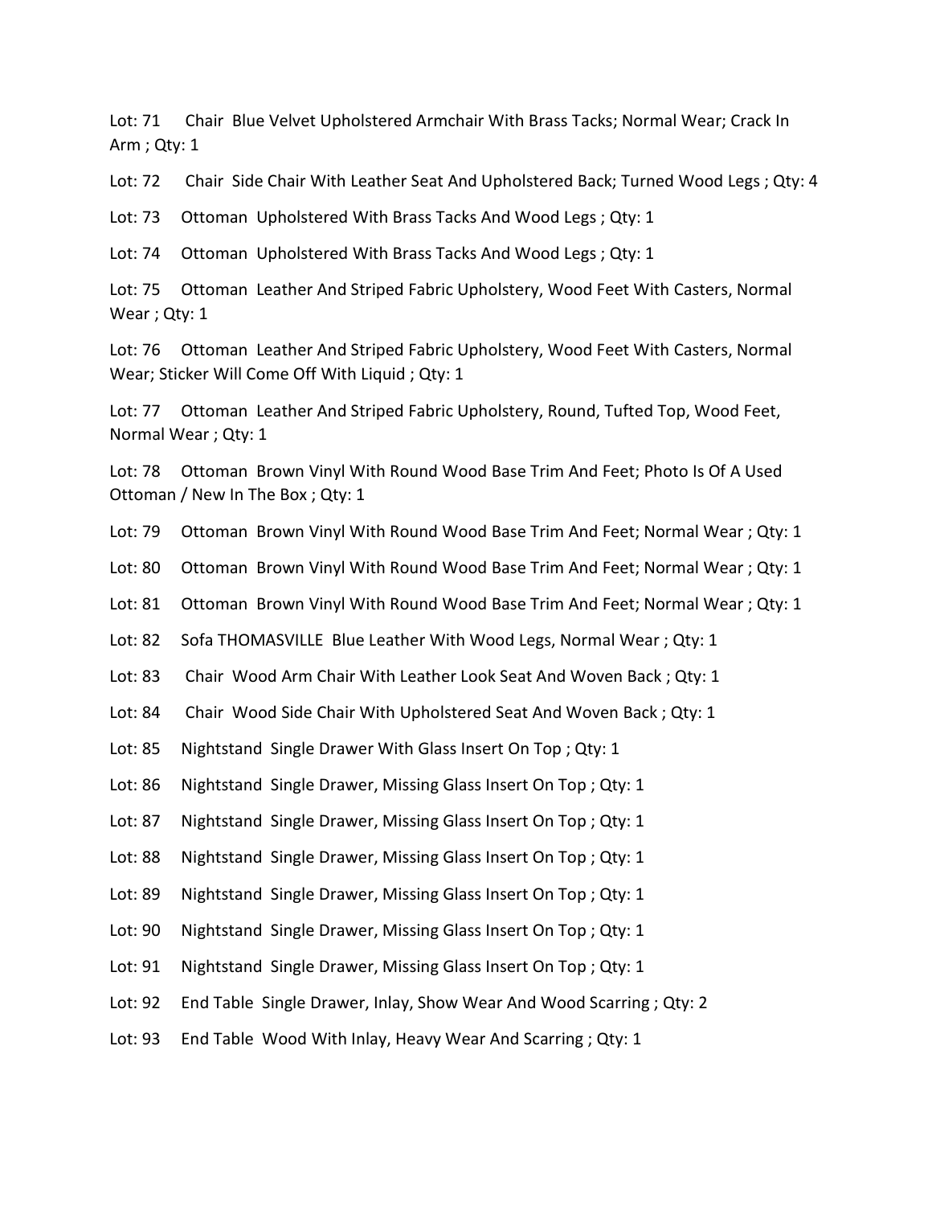Lot: 71 Chair Blue Velvet Upholstered Armchair With Brass Tacks; Normal Wear; Crack In Arm ; Qty: 1

Lot: 72 Chair Side Chair With Leather Seat And Upholstered Back; Turned Wood Legs ; Qty: 4

Lot: 73 Ottoman Upholstered With Brass Tacks And Wood Legs ; Qty: 1

Lot: 74 Ottoman Upholstered With Brass Tacks And Wood Legs ; Qty: 1

Lot: 75 Ottoman Leather And Striped Fabric Upholstery, Wood Feet With Casters, Normal Wear ; Qty: 1

Lot: 76 Ottoman Leather And Striped Fabric Upholstery, Wood Feet With Casters, Normal Wear; Sticker Will Come Off With Liquid ; Qty: 1

Lot: 77 Ottoman Leather And Striped Fabric Upholstery, Round, Tufted Top, Wood Feet, Normal Wear ; Qty: 1

Lot: 78 Ottoman Brown Vinyl With Round Wood Base Trim And Feet; Photo Is Of A Used Ottoman / New In The Box ; Qty: 1

Lot: 79 Ottoman Brown Vinyl With Round Wood Base Trim And Feet; Normal Wear ; Qty: 1

Lot: 80 Ottoman Brown Vinyl With Round Wood Base Trim And Feet; Normal Wear ; Qty: 1

Lot: 81 Ottoman Brown Vinyl With Round Wood Base Trim And Feet; Normal Wear ; Qty: 1

Lot: 82 Sofa THOMASVILLE Blue Leather With Wood Legs, Normal Wear ; Qty: 1

Lot: 83 Chair Wood Arm Chair With Leather Look Seat And Woven Back ; Qty: 1

Lot: 84 Chair Wood Side Chair With Upholstered Seat And Woven Back ; Qty: 1

Lot: 85 Nightstand Single Drawer With Glass Insert On Top ; Qty: 1

Lot: 86 Nightstand Single Drawer, Missing Glass Insert On Top ; Qty: 1

Lot: 87 Nightstand Single Drawer, Missing Glass Insert On Top ; Qty: 1

Lot: 88 Nightstand Single Drawer, Missing Glass Insert On Top ; Qty: 1

Lot: 89 Nightstand Single Drawer, Missing Glass Insert On Top ; Qty: 1

Lot: 90 Nightstand Single Drawer, Missing Glass Insert On Top ; Qty: 1

Lot: 91 Nightstand Single Drawer, Missing Glass Insert On Top ; Qty: 1

Lot: 92 End Table Single Drawer, Inlay, Show Wear And Wood Scarring ; Qty: 2

Lot: 93 End Table Wood With Inlay, Heavy Wear And Scarring ; Qty: 1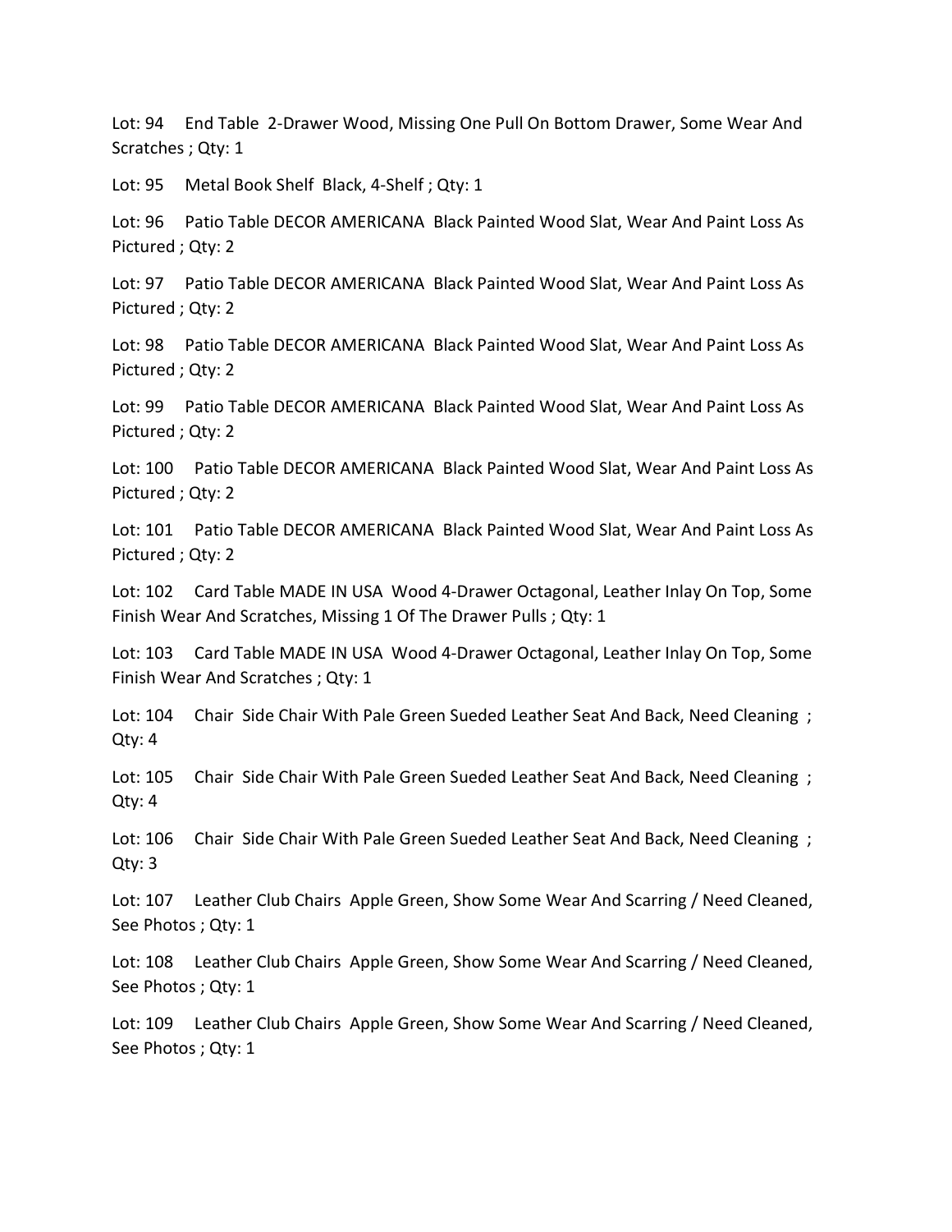Lot: 94 End Table 2-Drawer Wood, Missing One Pull On Bottom Drawer, Some Wear And Scratches ; Qty: 1

Lot: 95 Metal Book Shelf Black, 4-Shelf ; Qty: 1

Lot: 96 Patio Table DECOR AMERICANA Black Painted Wood Slat, Wear And Paint Loss As Pictured ; Qty: 2

Lot: 97 Patio Table DECOR AMERICANA Black Painted Wood Slat, Wear And Paint Loss As Pictured ; Qty: 2

Lot: 98 Patio Table DECOR AMERICANA Black Painted Wood Slat, Wear And Paint Loss As Pictured ; Qty: 2

Lot: 99 Patio Table DECOR AMERICANA Black Painted Wood Slat, Wear And Paint Loss As Pictured ; Qty: 2

Lot: 100 Patio Table DECOR AMERICANA Black Painted Wood Slat, Wear And Paint Loss As Pictured ; Qty: 2

Lot: 101 Patio Table DECOR AMERICANA Black Painted Wood Slat, Wear And Paint Loss As Pictured ; Qty: 2

Lot: 102 Card Table MADE IN USA Wood 4-Drawer Octagonal, Leather Inlay On Top, Some Finish Wear And Scratches, Missing 1 Of The Drawer Pulls ; Qty: 1

Lot: 103 Card Table MADE IN USA Wood 4-Drawer Octagonal, Leather Inlay On Top, Some Finish Wear And Scratches ; Qty: 1

Lot: 104 Chair Side Chair With Pale Green Sueded Leather Seat And Back, Need Cleaning ; Qty: 4

Lot: 105 Chair Side Chair With Pale Green Sueded Leather Seat And Back, Need Cleaning ; Qty: 4

Lot: 106 Chair Side Chair With Pale Green Sueded Leather Seat And Back, Need Cleaning ; Qty: 3

Lot: 107 Leather Club Chairs Apple Green, Show Some Wear And Scarring / Need Cleaned, See Photos ; Qty: 1

Lot: 108 Leather Club Chairs Apple Green, Show Some Wear And Scarring / Need Cleaned, See Photos ; Qty: 1

Lot: 109 Leather Club Chairs Apple Green, Show Some Wear And Scarring / Need Cleaned, See Photos ; Qty: 1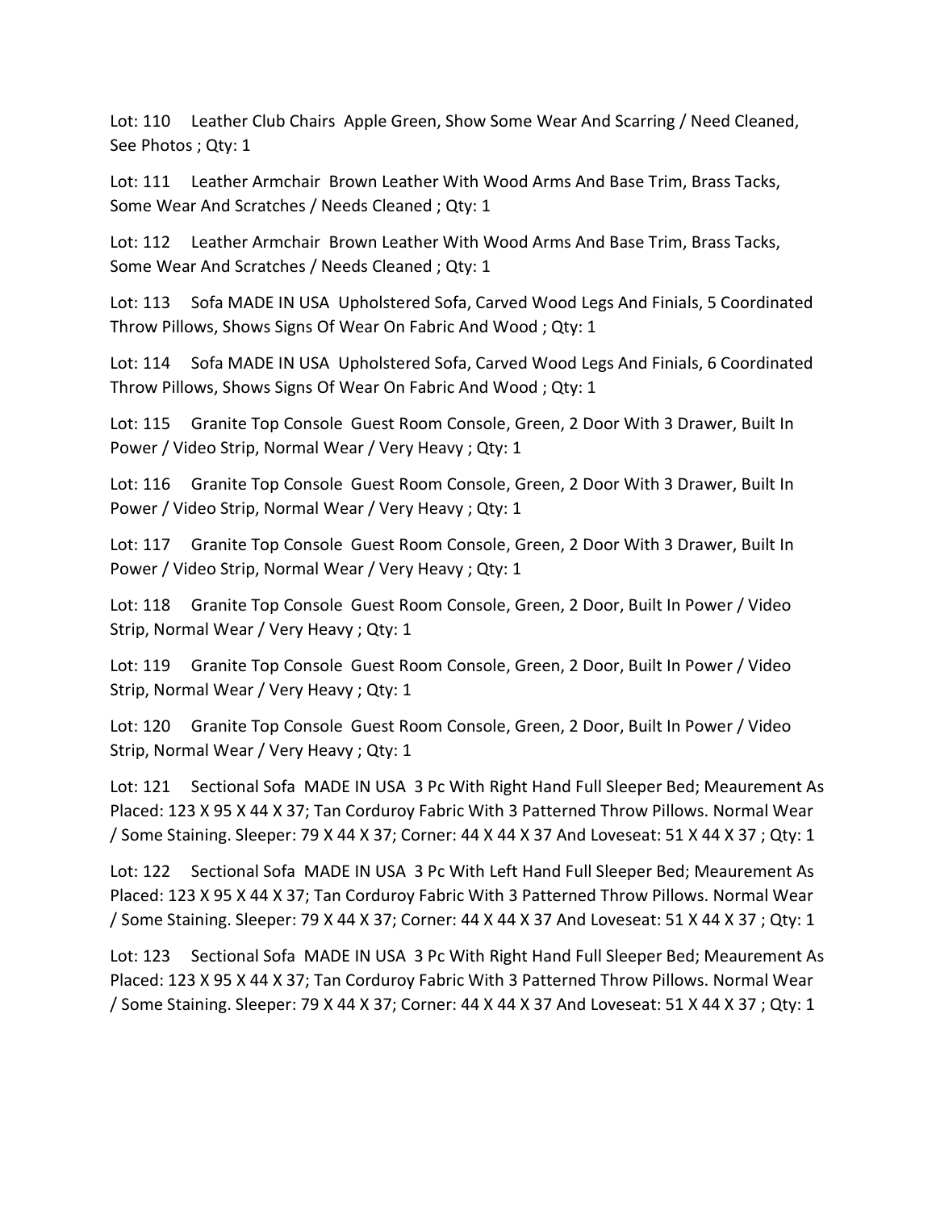Lot: 110 Leather Club Chairs Apple Green, Show Some Wear And Scarring / Need Cleaned, See Photos ; Qty: 1

Lot: 111 Leather Armchair Brown Leather With Wood Arms And Base Trim, Brass Tacks, Some Wear And Scratches / Needs Cleaned ; Qty: 1

Lot: 112 Leather Armchair Brown Leather With Wood Arms And Base Trim, Brass Tacks, Some Wear And Scratches / Needs Cleaned ; Qty: 1

Lot: 113 Sofa MADE IN USA Upholstered Sofa, Carved Wood Legs And Finials, 5 Coordinated Throw Pillows, Shows Signs Of Wear On Fabric And Wood ; Qty: 1

Lot: 114 Sofa MADE IN USA Upholstered Sofa, Carved Wood Legs And Finials, 6 Coordinated Throw Pillows, Shows Signs Of Wear On Fabric And Wood ; Qty: 1

Lot: 115 Granite Top Console Guest Room Console, Green, 2 Door With 3 Drawer, Built In Power / Video Strip, Normal Wear / Very Heavy ; Qty: 1

Lot: 116 Granite Top Console Guest Room Console, Green, 2 Door With 3 Drawer, Built In Power / Video Strip, Normal Wear / Very Heavy ; Qty: 1

Lot: 117 Granite Top Console Guest Room Console, Green, 2 Door With 3 Drawer, Built In Power / Video Strip, Normal Wear / Very Heavy ; Qty: 1

Lot: 118 Granite Top Console Guest Room Console, Green, 2 Door, Built In Power / Video Strip, Normal Wear / Very Heavy ; Qty: 1

Lot: 119 Granite Top Console Guest Room Console, Green, 2 Door, Built In Power / Video Strip, Normal Wear / Very Heavy ; Qty: 1

Lot: 120 Granite Top Console Guest Room Console, Green, 2 Door, Built In Power / Video Strip, Normal Wear / Very Heavy ; Qty: 1

Lot: 121 Sectional Sofa MADE IN USA 3 Pc With Right Hand Full Sleeper Bed; Meaurement As Placed: 123 X 95 X 44 X 37; Tan Corduroy Fabric With 3 Patterned Throw Pillows. Normal Wear / Some Staining. Sleeper: 79 X 44 X 37; Corner: 44 X 44 X 37 And Loveseat: 51 X 44 X 37 ; Qty: 1

Lot: 122 Sectional Sofa MADE IN USA 3 Pc With Left Hand Full Sleeper Bed; Meaurement As Placed: 123 X 95 X 44 X 37; Tan Corduroy Fabric With 3 Patterned Throw Pillows. Normal Wear / Some Staining. Sleeper: 79 X 44 X 37; Corner: 44 X 44 X 37 And Loveseat: 51 X 44 X 37 ; Qty: 1

Lot: 123 Sectional Sofa MADE IN USA 3 Pc With Right Hand Full Sleeper Bed; Meaurement As Placed: 123 X 95 X 44 X 37; Tan Corduroy Fabric With 3 Patterned Throw Pillows. Normal Wear / Some Staining. Sleeper: 79 X 44 X 37; Corner: 44 X 44 X 37 And Loveseat: 51 X 44 X 37 ; Qty: 1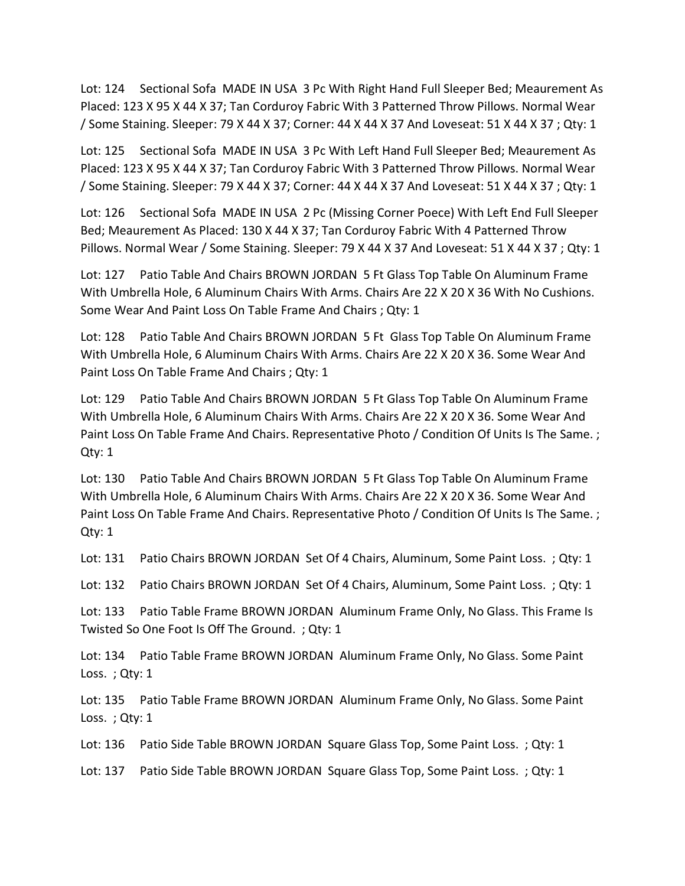Lot: 124 Sectional Sofa MADE IN USA 3 Pc With Right Hand Full Sleeper Bed; Meaurement As Placed: 123 X 95 X 44 X 37; Tan Corduroy Fabric With 3 Patterned Throw Pillows. Normal Wear / Some Staining. Sleeper: 79 X 44 X 37; Corner: 44 X 44 X 37 And Loveseat: 51 X 44 X 37 ; Qty: 1

Lot: 125 Sectional Sofa MADE IN USA 3 Pc With Left Hand Full Sleeper Bed; Meaurement As Placed: 123 X 95 X 44 X 37; Tan Corduroy Fabric With 3 Patterned Throw Pillows. Normal Wear / Some Staining. Sleeper: 79 X 44 X 37; Corner: 44 X 44 X 37 And Loveseat: 51 X 44 X 37 ; Qty: 1

Lot: 126 Sectional Sofa MADE IN USA 2 Pc (Missing Corner Poece) With Left End Full Sleeper Bed; Meaurement As Placed: 130 X 44 X 37; Tan Corduroy Fabric With 4 Patterned Throw Pillows. Normal Wear / Some Staining. Sleeper: 79 X 44 X 37 And Loveseat: 51 X 44 X 37 ; Qty: 1

Lot: 127 Patio Table And Chairs BROWN JORDAN 5 Ft Glass Top Table On Aluminum Frame With Umbrella Hole, 6 Aluminum Chairs With Arms. Chairs Are 22 X 20 X 36 With No Cushions. Some Wear And Paint Loss On Table Frame And Chairs ; Qty: 1

Lot: 128 Patio Table And Chairs BROWN JORDAN 5 Ft Glass Top Table On Aluminum Frame With Umbrella Hole, 6 Aluminum Chairs With Arms. Chairs Are 22 X 20 X 36. Some Wear And Paint Loss On Table Frame And Chairs ; Qty: 1

Lot: 129 Patio Table And Chairs BROWN JORDAN 5 Ft Glass Top Table On Aluminum Frame With Umbrella Hole, 6 Aluminum Chairs With Arms. Chairs Are 22 X 20 X 36. Some Wear And Paint Loss On Table Frame And Chairs. Representative Photo / Condition Of Units Is The Same. ; Qty: 1

Lot: 130 Patio Table And Chairs BROWN JORDAN 5 Ft Glass Top Table On Aluminum Frame With Umbrella Hole, 6 Aluminum Chairs With Arms. Chairs Are 22 X 20 X 36. Some Wear And Paint Loss On Table Frame And Chairs. Representative Photo / Condition Of Units Is The Same. ; Qty: 1

Lot: 131 Patio Chairs BROWN JORDAN Set Of 4 Chairs, Aluminum, Some Paint Loss. ; Qty: 1

Lot: 132 Patio Chairs BROWN JORDAN Set Of 4 Chairs, Aluminum, Some Paint Loss. ; Qty: 1

Lot: 133 Patio Table Frame BROWN JORDAN Aluminum Frame Only, No Glass. This Frame Is Twisted So One Foot Is Off The Ground. ; Qty: 1

Lot: 134 Patio Table Frame BROWN JORDAN Aluminum Frame Only, No Glass. Some Paint Loss. ; Qty: 1

Lot: 135 Patio Table Frame BROWN JORDAN Aluminum Frame Only, No Glass. Some Paint Loss. ; Qty: 1

Lot: 136 Patio Side Table BROWN JORDAN Square Glass Top, Some Paint Loss. ; Qty: 1

Lot: 137 Patio Side Table BROWN JORDAN Square Glass Top, Some Paint Loss. ; Qty: 1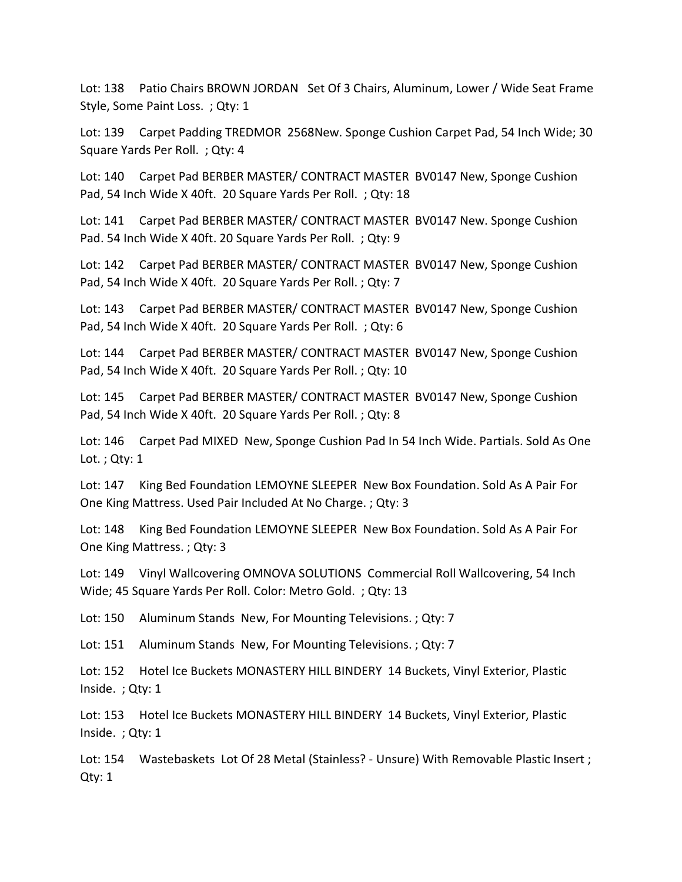Lot: 138 Patio Chairs BROWN JORDAN Set Of 3 Chairs, Aluminum, Lower / Wide Seat Frame Style, Some Paint Loss. ; Qty: 1

Lot: 139 Carpet Padding TREDMOR 2568New. Sponge Cushion Carpet Pad, 54 Inch Wide; 30 Square Yards Per Roll. ; Qty: 4

Lot: 140 Carpet Pad BERBER MASTER/ CONTRACT MASTER BV0147 New, Sponge Cushion Pad, 54 Inch Wide X 40ft. 20 Square Yards Per Roll. ; Qty: 18

Lot: 141 Carpet Pad BERBER MASTER/ CONTRACT MASTER BV0147 New. Sponge Cushion Pad. 54 Inch Wide X 40ft. 20 Square Yards Per Roll. ; Qty: 9

Lot: 142 Carpet Pad BERBER MASTER/ CONTRACT MASTER BV0147 New, Sponge Cushion Pad, 54 Inch Wide X 40ft. 20 Square Yards Per Roll. ; Qty: 7

Lot: 143 Carpet Pad BERBER MASTER/ CONTRACT MASTER BV0147 New, Sponge Cushion Pad, 54 Inch Wide X 40ft. 20 Square Yards Per Roll. ; Qty: 6

Lot: 144 Carpet Pad BERBER MASTER/ CONTRACT MASTER BV0147 New, Sponge Cushion Pad, 54 Inch Wide X 40ft. 20 Square Yards Per Roll. ; Qty: 10

Lot: 145 Carpet Pad BERBER MASTER/ CONTRACT MASTER BV0147 New, Sponge Cushion Pad, 54 Inch Wide X 40ft. 20 Square Yards Per Roll. ; Qty: 8

Lot: 146 Carpet Pad MIXED New, Sponge Cushion Pad In 54 Inch Wide. Partials. Sold As One Lot. ; Qty: 1

Lot: 147 King Bed Foundation LEMOYNE SLEEPER New Box Foundation. Sold As A Pair For One King Mattress. Used Pair Included At No Charge. ; Qty: 3

Lot: 148 King Bed Foundation LEMOYNE SLEEPER New Box Foundation. Sold As A Pair For One King Mattress. ; Qty: 3

Lot: 149 Vinyl Wallcovering OMNOVA SOLUTIONS Commercial Roll Wallcovering, 54 Inch Wide; 45 Square Yards Per Roll. Color: Metro Gold. ; Qty: 13

Lot: 150 Aluminum Stands New, For Mounting Televisions. ; Qty: 7

Lot: 151 Aluminum Stands New, For Mounting Televisions. ; Qty: 7

Lot: 152 Hotel Ice Buckets MONASTERY HILL BINDERY 14 Buckets, Vinyl Exterior, Plastic Inside. ; Qty: 1

Lot: 153 Hotel Ice Buckets MONASTERY HILL BINDERY 14 Buckets, Vinyl Exterior, Plastic Inside. ; Qty: 1

Lot: 154 Wastebaskets Lot Of 28 Metal (Stainless? - Unsure) With Removable Plastic Insert ; Qty: 1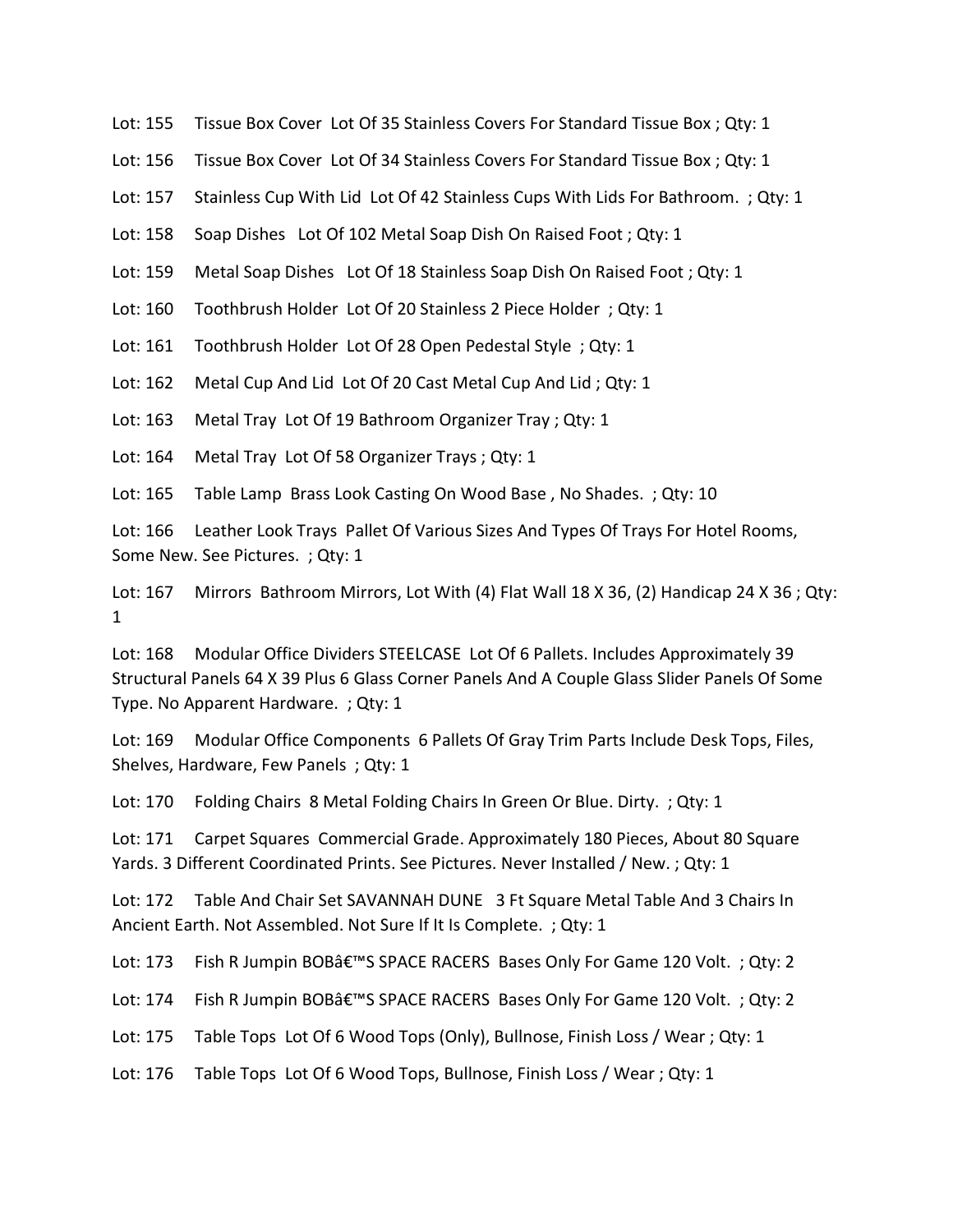Lot: 155 Tissue Box Cover Lot Of 35 Stainless Covers For Standard Tissue Box ; Qty: 1

Lot: 156 Tissue Box Cover Lot Of 34 Stainless Covers For Standard Tissue Box ; Qty: 1

Lot: 157 Stainless Cup With Lid Lot Of 42 Stainless Cups With Lids For Bathroom. ; Qty: 1

Lot: 158 Soap Dishes Lot Of 102 Metal Soap Dish On Raised Foot ; Qty: 1

Lot: 159 Metal Soap Dishes Lot Of 18 Stainless Soap Dish On Raised Foot ; Qty: 1

Lot: 160 Toothbrush Holder Lot Of 20 Stainless 2 Piece Holder ; Qty: 1

Lot: 161 Toothbrush Holder Lot Of 28 Open Pedestal Style ; Qty: 1

Lot: 162 Metal Cup And Lid Lot Of 20 Cast Metal Cup And Lid ; Qty: 1

Lot: 163 Metal Tray Lot Of 19 Bathroom Organizer Tray ; Qty: 1

Lot: 164 Metal Tray Lot Of 58 Organizer Trays ; Qty: 1

Lot: 165 Table Lamp Brass Look Casting On Wood Base , No Shades. ; Qty: 10

Lot: 166 Leather Look Trays Pallet Of Various Sizes And Types Of Trays For Hotel Rooms, Some New. See Pictures. ; Qty: 1

Lot: 167 Mirrors Bathroom Mirrors, Lot With (4) Flat Wall 18 X 36, (2) Handicap 24 X 36 ; Qty: 1

Lot: 168 Modular Office Dividers STEELCASE Lot Of 6 Pallets. Includes Approximately 39 Structural Panels 64 X 39 Plus 6 Glass Corner Panels And A Couple Glass Slider Panels Of Some Type. No Apparent Hardware. ; Qty: 1

Lot: 169 Modular Office Components 6 Pallets Of Gray Trim Parts Include Desk Tops, Files, Shelves, Hardware, Few Panels ; Qty: 1

Lot: 170 Folding Chairs 8 Metal Folding Chairs In Green Or Blue. Dirty. ; Qty: 1

Lot: 171 Carpet Squares Commercial Grade. Approximately 180 Pieces, About 80 Square Yards. 3 Different Coordinated Prints. See Pictures. Never Installed / New. ; Qty: 1

Lot: 172 Table And Chair Set SAVANNAH DUNE 3 Ft Square Metal Table And 3 Chairs In Ancient Earth. Not Assembled. Not Sure If It Is Complete. ; Qty: 1

Lot: 173 Fish R Jumpin BOBâ€™S SPACE RACERS Bases Only For Game 120 Volt. ; Qty: 2

Lot: 174 Fish R Jumpin BOBâ€™S SPACE RACERS Bases Only For Game 120 Volt. ; Qty: 2

Lot: 175 Table Tops Lot Of 6 Wood Tops (Only), Bullnose, Finish Loss / Wear ; Qty: 1

Lot: 176 Table Tops Lot Of 6 Wood Tops, Bullnose, Finish Loss / Wear ; Qty: 1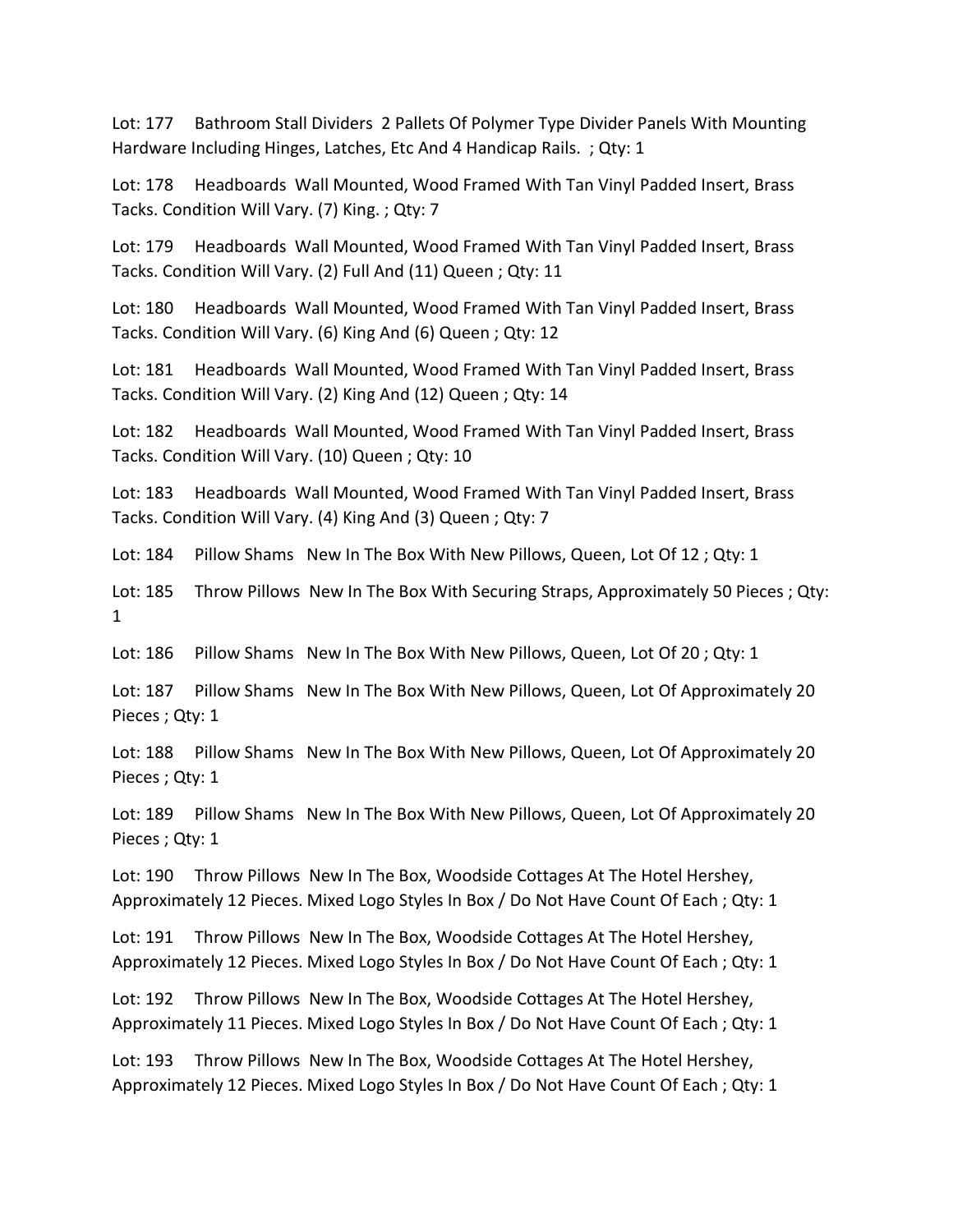Lot: 177 Bathroom Stall Dividers 2 Pallets Of Polymer Type Divider Panels With Mounting Hardware Including Hinges, Latches, Etc And 4 Handicap Rails. ; Qty: 1

Lot: 178 Headboards Wall Mounted, Wood Framed With Tan Vinyl Padded Insert, Brass Tacks. Condition Will Vary. (7) King. ; Qty: 7

Lot: 179 Headboards Wall Mounted, Wood Framed With Tan Vinyl Padded Insert, Brass Tacks. Condition Will Vary. (2) Full And (11) Queen ; Qty: 11

Lot: 180 Headboards Wall Mounted, Wood Framed With Tan Vinyl Padded Insert, Brass Tacks. Condition Will Vary. (6) King And (6) Queen ; Qty: 12

Lot: 181 Headboards Wall Mounted, Wood Framed With Tan Vinyl Padded Insert, Brass Tacks. Condition Will Vary. (2) King And (12) Queen ; Qty: 14

Lot: 182 Headboards Wall Mounted, Wood Framed With Tan Vinyl Padded Insert, Brass Tacks. Condition Will Vary. (10) Queen ; Qty: 10

Lot: 183 Headboards Wall Mounted, Wood Framed With Tan Vinyl Padded Insert, Brass Tacks. Condition Will Vary. (4) King And (3) Queen ; Qty: 7

Lot: 184 Pillow Shams New In The Box With New Pillows, Queen, Lot Of 12 ; Qty: 1

Lot: 185 Throw Pillows New In The Box With Securing Straps, Approximately 50 Pieces ; Qty: 1

Lot: 186 Pillow Shams New In The Box With New Pillows, Queen, Lot Of 20 ; Qty: 1

Lot: 187 Pillow Shams New In The Box With New Pillows, Queen, Lot Of Approximately 20 Pieces ; Qty: 1

Lot: 188 Pillow Shams New In The Box With New Pillows, Queen, Lot Of Approximately 20 Pieces ; Qty: 1

Lot: 189 Pillow Shams New In The Box With New Pillows, Queen, Lot Of Approximately 20 Pieces ; Qty: 1

Lot: 190 Throw Pillows New In The Box, Woodside Cottages At The Hotel Hershey, Approximately 12 Pieces. Mixed Logo Styles In Box / Do Not Have Count Of Each ; Qty: 1

Lot: 191 Throw Pillows New In The Box, Woodside Cottages At The Hotel Hershey, Approximately 12 Pieces. Mixed Logo Styles In Box / Do Not Have Count Of Each ; Qty: 1

Lot: 192 Throw Pillows New In The Box, Woodside Cottages At The Hotel Hershey, Approximately 11 Pieces. Mixed Logo Styles In Box / Do Not Have Count Of Each ; Qty: 1

Lot: 193 Throw Pillows New In The Box, Woodside Cottages At The Hotel Hershey, Approximately 12 Pieces. Mixed Logo Styles In Box / Do Not Have Count Of Each ; Qty: 1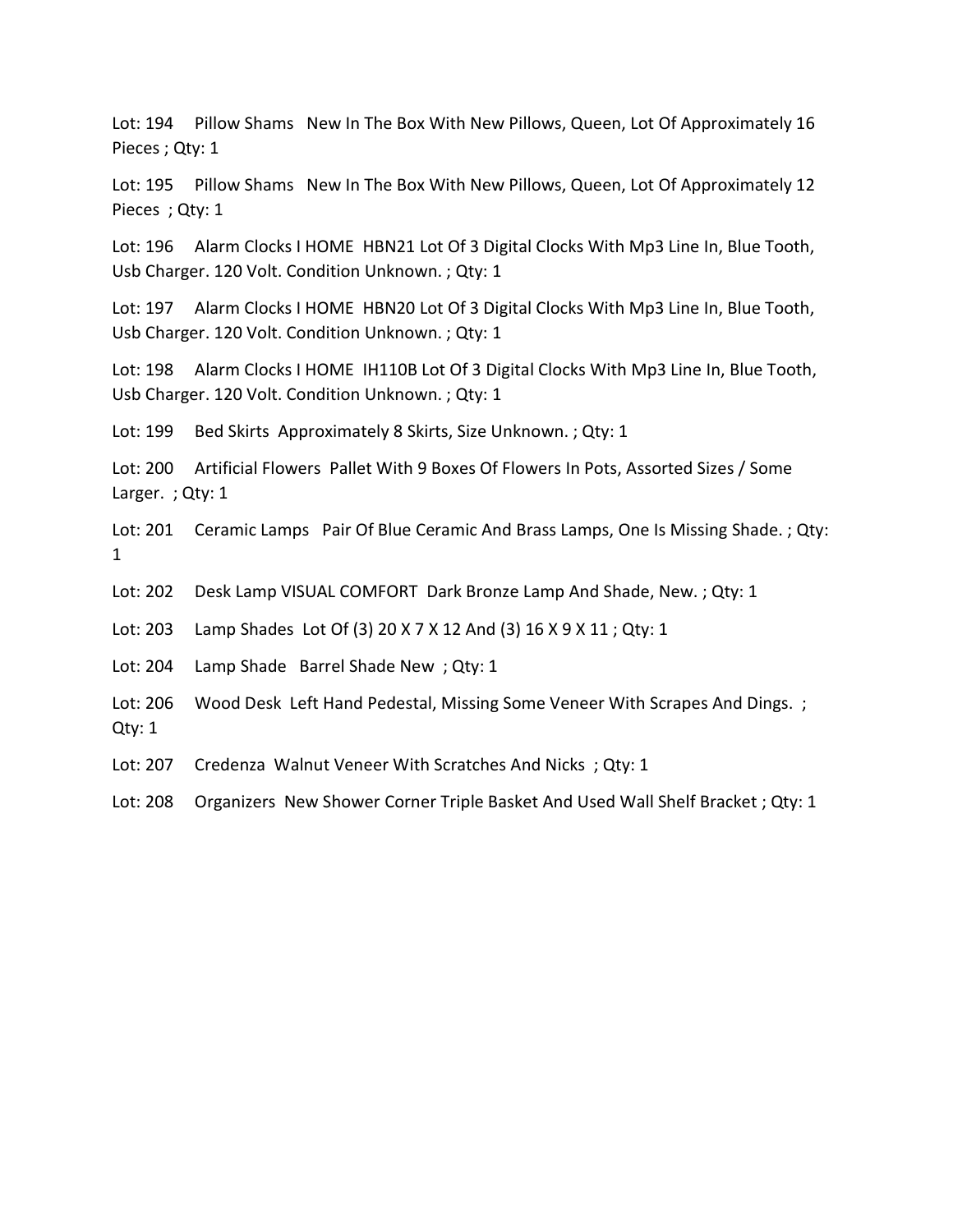Lot: 194 Pillow Shams New In The Box With New Pillows, Queen, Lot Of Approximately 16 Pieces ; Qty: 1

Lot: 195 Pillow Shams New In The Box With New Pillows, Queen, Lot Of Approximately 12 Pieces ; Qty: 1

Lot: 196 Alarm Clocks I HOME HBN21 Lot Of 3 Digital Clocks With Mp3 Line In, Blue Tooth, Usb Charger. 120 Volt. Condition Unknown. ; Qty: 1

Lot: 197 Alarm Clocks I HOME HBN20 Lot Of 3 Digital Clocks With Mp3 Line In, Blue Tooth, Usb Charger. 120 Volt. Condition Unknown. ; Qty: 1

Lot: 198 Alarm Clocks I HOME IH110B Lot Of 3 Digital Clocks With Mp3 Line In, Blue Tooth, Usb Charger. 120 Volt. Condition Unknown. ; Qty: 1

Lot: 199 Bed Skirts Approximately 8 Skirts, Size Unknown. ; Qty: 1

Lot: 200 Artificial Flowers Pallet With 9 Boxes Of Flowers In Pots, Assorted Sizes / Some Larger. ; Qty: 1

Lot: 201 Ceramic Lamps Pair Of Blue Ceramic And Brass Lamps, One Is Missing Shade. ; Qty: 1

Lot: 202 Desk Lamp VISUAL COMFORT Dark Bronze Lamp And Shade, New. ; Qty: 1

Lot: 203 Lamp Shades Lot Of (3) 20 X 7 X 12 And (3) 16 X 9 X 11 ; Qty: 1

Lot: 204 Lamp Shade Barrel Shade New ; Qty: 1

Lot: 206 Wood Desk Left Hand Pedestal, Missing Some Veneer With Scrapes And Dings. ; Qty: 1

Lot: 207 Credenza Walnut Veneer With Scratches And Nicks ; Qty: 1

Lot: 208 Organizers New Shower Corner Triple Basket And Used Wall Shelf Bracket ; Qty: 1